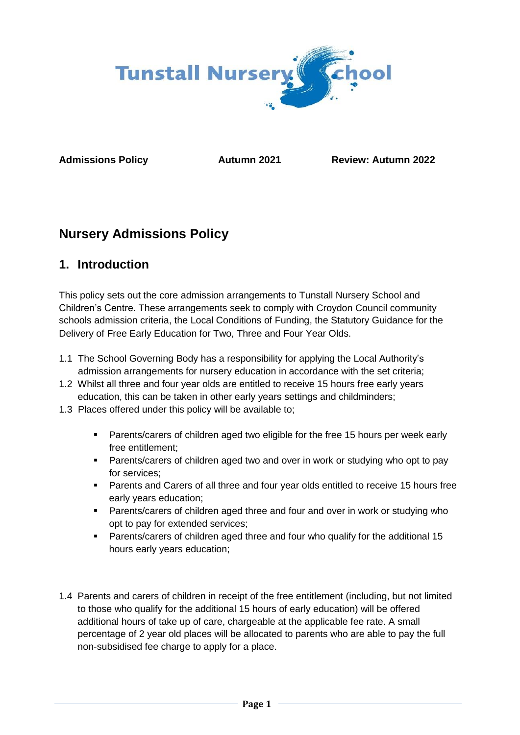Tunstall Nursery School

**Admissions Policy** **Autumn 2021** **Review: Autumn 2022**

## Nursery Admissions Policy

## 1. Introduction

This policy sets out the core admission arrangements to Tunstall Nursery School and Children's Centre. These arrangements seek to comply with Croydon Council community schools admission criteria, the Local Conditions of Funding, the Statutory Guidance for the Delivery of Free Early Education for Two, Three and Four Year Olds.

1.1 The School Governing Body has a responsibility for applying the Local Authority's admission arrangements for nursery education in accordance with the set criteria;

1.2 Whilst all three and four year olds are entitled to receive 15 hours free early years education, this can be taken in other early years settings and childminders;

1.3 Places offered under this policy will be available to;

- Parents/carers of children aged two eligible for the free 15 hours per week early free entitlement;
- Parents/carers of children aged two and over in work or studying who opt to pay for services;
- Parents and Carers of all three and four year olds entitled to receive 15 hours free early years education;
- Parents/carers of children aged three and four and over in work or studying who opt to pay for extended services;
- Parents/carers of children aged three and four who qualify for the additional 15 hours early years education;

1.4 Parents and carers of children in receipt of the free entitlement (including, but not limited to those who qualify for the additional 15 hours of early education) will be offered additional hours of take up of care, chargeable at the applicable fee rate. A small percentage of 2 year old places will be allocated to parents who are able to pay the full non-subsidised fee charge to apply for a place.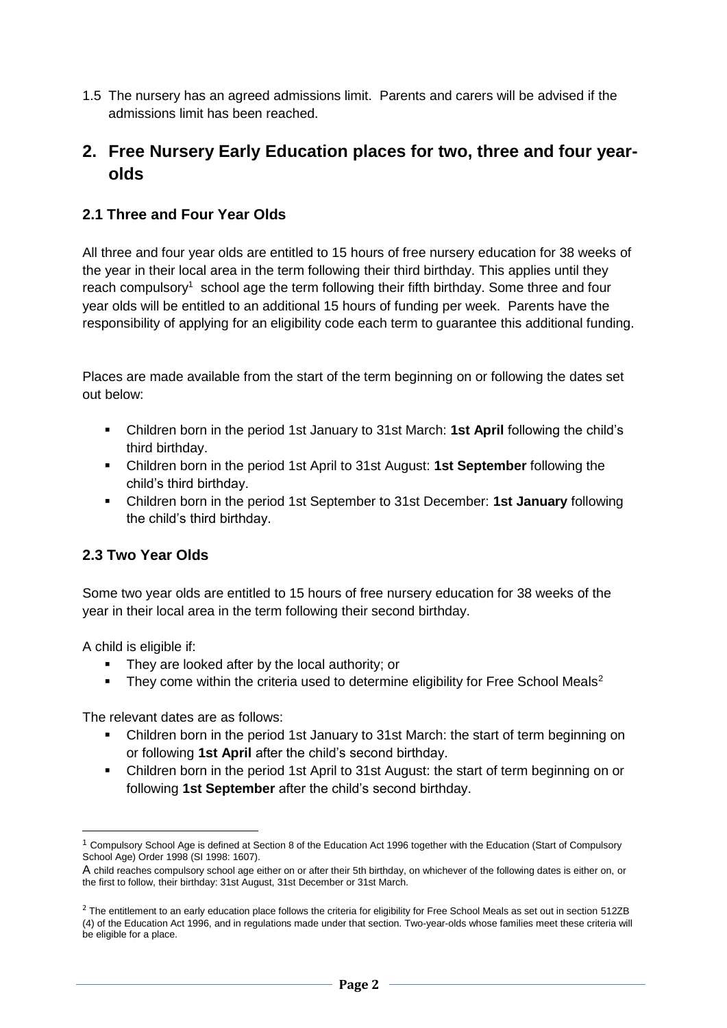1.5 The nursery has an agreed admissions limit. Parents and carers will be advised if the admissions limit has been reached.

## 2. Free Nursery Early Education places for two, three and four year-olds

### 2.1 Three and Four Year Olds

All three and four year olds are entitled to 15 hours of free nursery education for 38 weeks of the year in their local area in the term following their third birthday. This applies until they reach compulsory[1] school age the term following their fifth birthday. Some three and four year olds will be entitled to an additional 15 hours of funding per week. Parents have the responsibility of applying for an eligibility code each term to guarantee this additional funding.

Places are made available from the start of the term beginning on or following the dates set out below:

- Children born in the period 1st January to 31st March: **1st April** following the child's third birthday.
- Children born in the period 1st April to 31st August: **1st September** following the child's third birthday.
- Children born in the period 1st September to 31st December: **1st January** following the child's third birthday.

### 2.3 Two Year Olds

Some two year olds are entitled to 15 hours of free nursery education for 38 weeks of the year in their local area in the term following their second birthday.

A child is eligible if:

- They are looked after by the local authority; or
- They come within the criteria used to determine eligibility for Free School Meals[2]

The relevant dates are as follows:

- Children born in the period 1st January to 31st March: the start of term beginning on or following **1st April** after the child's second birthday.
- Children born in the period 1st April to 31st August: the start of term beginning on or following **1st September** after the child's second birthday.

---

[1] Compulsory School Age is defined at Section 8 of the Education Act 1996 together with the Education (Start of Compulsory School Age) Order 1998 (SI 1998: 1607).

A child reaches compulsory school age either on or after their 5th birthday, on whichever of the following dates is either on, or the first to follow, their birthday: 31st August, 31st December or 31st March.

[2] The entitlement to an early education place follows the criteria for eligibility for Free School Meals as set out in section 512ZB (4) of the Education Act 1996, and in regulations made under that section. Two-year-olds whose families meet these criteria will be eligible for a place.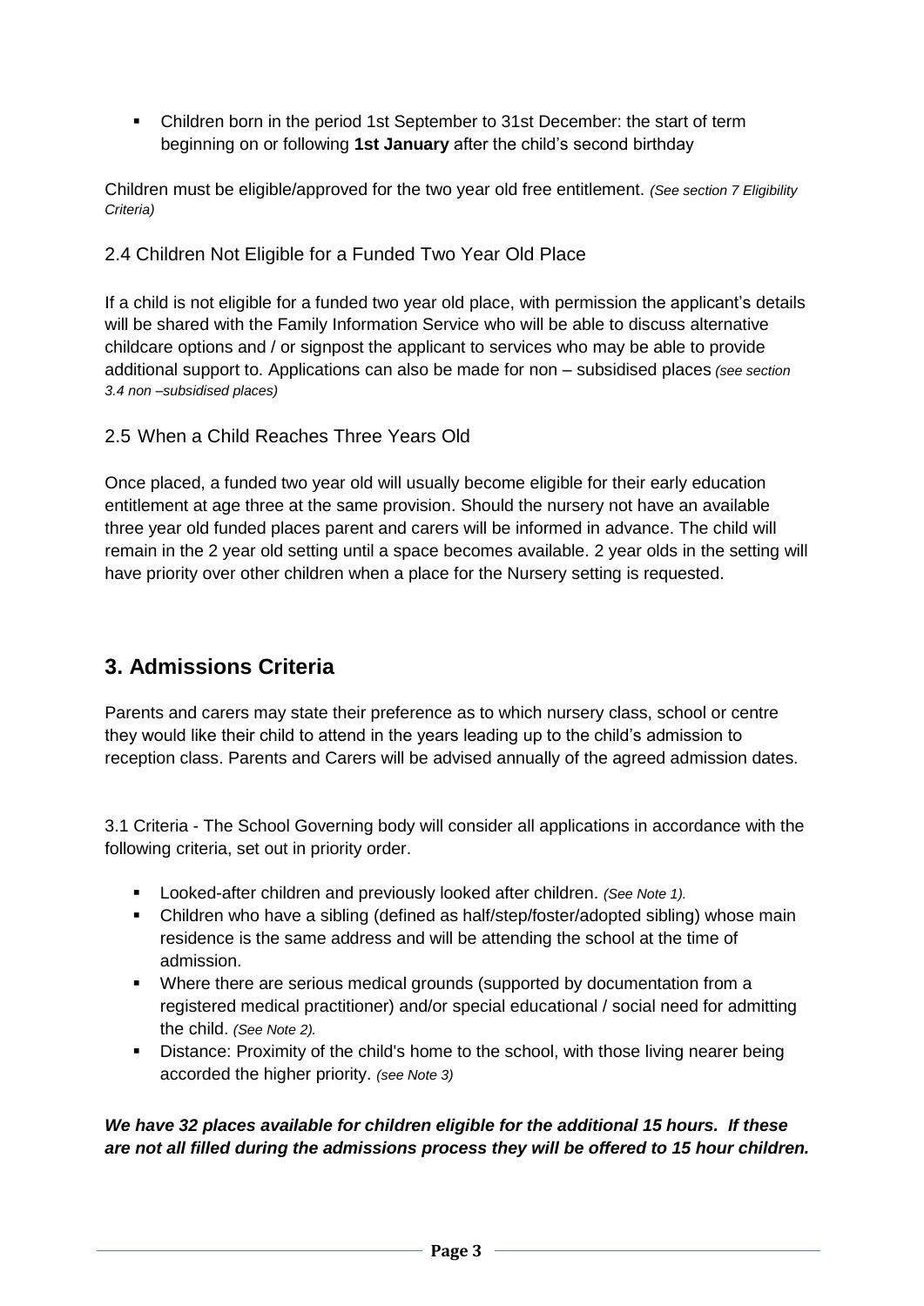- Children born in the period 1st September to 31st December: the start of term beginning on or following **1st January** after the child's second birthday

Children must be eligible/approved for the two year old free entitlement. *(See section 7 Eligibility Criteria)*

### 2.4 Children Not Eligible for a Funded Two Year Old Place

If a child is not eligible for a funded two year old place, with permission the applicant's details will be shared with the Family Information Service who will be able to discuss alternative childcare options and / or signpost the applicant to services who may be able to provide additional support to. Applications can also be made for non – subsidised places *(see section 3.4 non –subsidised places)*

### 2.5 When a Child Reaches Three Years Old

Once placed, a funded two year old will usually become eligible for their early education entitlement at age three at the same provision. Should the nursery not have an available three year old funded places parent and carers will be informed in advance. The child will remain in the 2 year old setting until a space becomes available. 2 year olds in the setting will have priority over other children when a place for the Nursery setting is requested.

## 3. Admissions Criteria

Parents and carers may state their preference as to which nursery class, school or centre they would like their child to attend in the years leading up to the child's admission to reception class. Parents and Carers will be advised annually of the agreed admission dates.

3.1 Criteria - The School Governing body will consider all applications in accordance with the following criteria, set out in priority order.

- Looked-after children and previously looked after children. *(See Note 1).*
- Children who have a sibling (defined as half/step/foster/adopted sibling) whose main residence is the same address and will be attending the school at the time of admission.
- Where there are serious medical grounds (supported by documentation from a registered medical practitioner) and/or special educational / social need for admitting the child. *(See Note 2).*
- Distance: Proximity of the child's home to the school, with those living nearer being accorded the higher priority. *(see Note 3)*

***We have 32 places available for children eligible for the additional 15 hours. If these are not all filled during the admissions process they will be offered to 15 hour children.***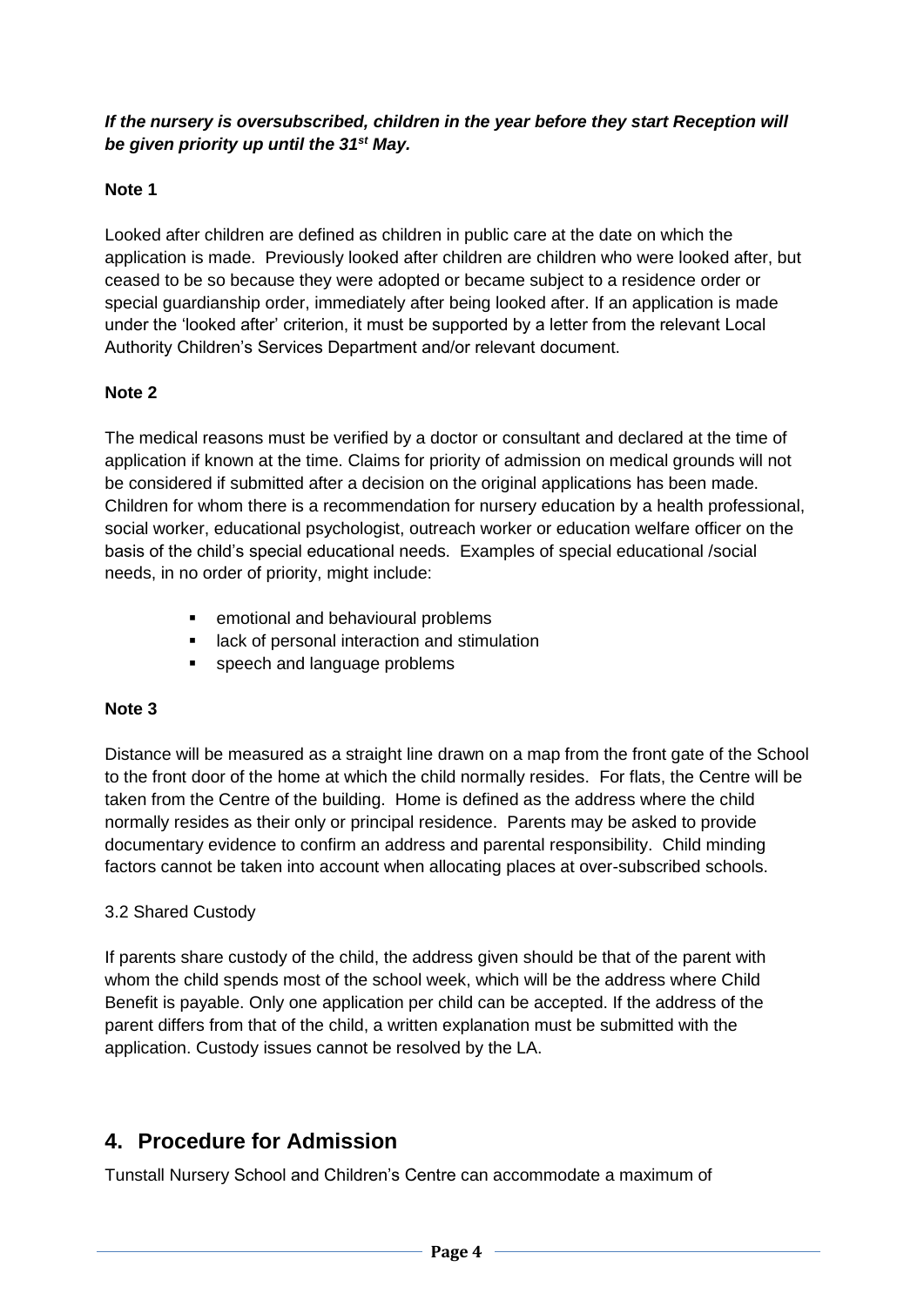***If the nursery is oversubscribed, children in the year before they start Reception will be given priority up until the 31st May.***

**Note 1**

Looked after children are defined as children in public care at the date on which the application is made. Previously looked after children are children who were looked after, but ceased to be so because they were adopted or became subject to a residence order or special guardianship order, immediately after being looked after. If an application is made under the 'looked after' criterion, it must be supported by a letter from the relevant Local Authority Children's Services Department and/or relevant document.

**Note 2**

The medical reasons must be verified by a doctor or consultant and declared at the time of application if known at the time. Claims for priority of admission on medical grounds will not be considered if submitted after a decision on the original applications has been made. Children for whom there is a recommendation for nursery education by a health professional, social worker, educational psychologist, outreach worker or education welfare officer on the basis of the child's special educational needs. Examples of special educational /social needs, in no order of priority, might include:

- emotional and behavioural problems
- lack of personal interaction and stimulation
- speech and language problems

**Note 3**

Distance will be measured as a straight line drawn on a map from the front gate of the School to the front door of the home at which the child normally resides. For flats, the Centre will be taken from the Centre of the building. Home is defined as the address where the child normally resides as their only or principal residence. Parents may be asked to provide documentary evidence to confirm an address and parental responsibility. Child minding factors cannot be taken into account when allocating places at over-subscribed schools.

3.2 Shared Custody

If parents share custody of the child, the address given should be that of the parent with whom the child spends most of the school week, which will be the address where Child Benefit is payable. Only one application per child can be accepted. If the address of the parent differs from that of the child, a written explanation must be submitted with the application. Custody issues cannot be resolved by the LA.

## 4. Procedure for Admission

Tunstall Nursery School and Children's Centre can accommodate a maximum of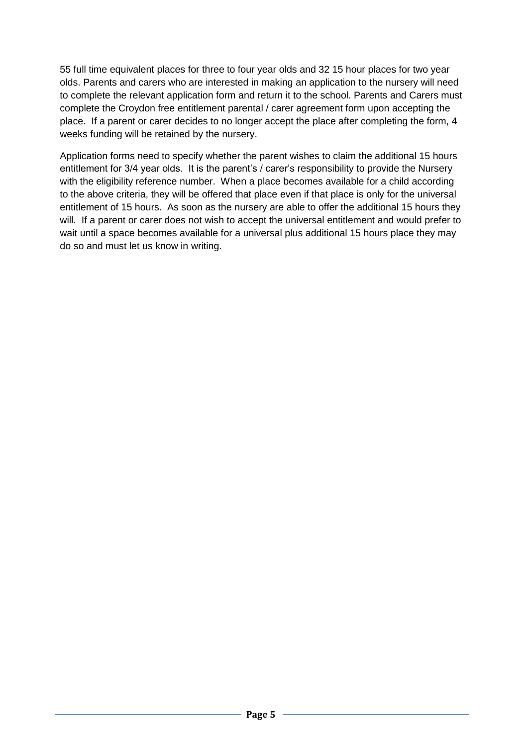55 full time equivalent places for three to four year olds and 32 15 hour places for two year olds. Parents and carers who are interested in making an application to the nursery will need to complete the relevant application form and return it to the school. Parents and Carers must complete the Croydon free entitlement parental / carer agreement form upon accepting the place. If a parent or carer decides to no longer accept the place after completing the form, 4 weeks funding will be retained by the nursery.

Application forms need to specify whether the parent wishes to claim the additional 15 hours entitlement for 3/4 year olds. It is the parent's / carer's responsibility to provide the Nursery with the eligibility reference number. When a place becomes available for a child according to the above criteria, they will be offered that place even if that place is only for the universal entitlement of 15 hours. As soon as the nursery are able to offer the additional 15 hours they will. If a parent or carer does not wish to accept the universal entitlement and would prefer to wait until a space becomes available for a universal plus additional 15 hours place they may do so and must let us know in writing.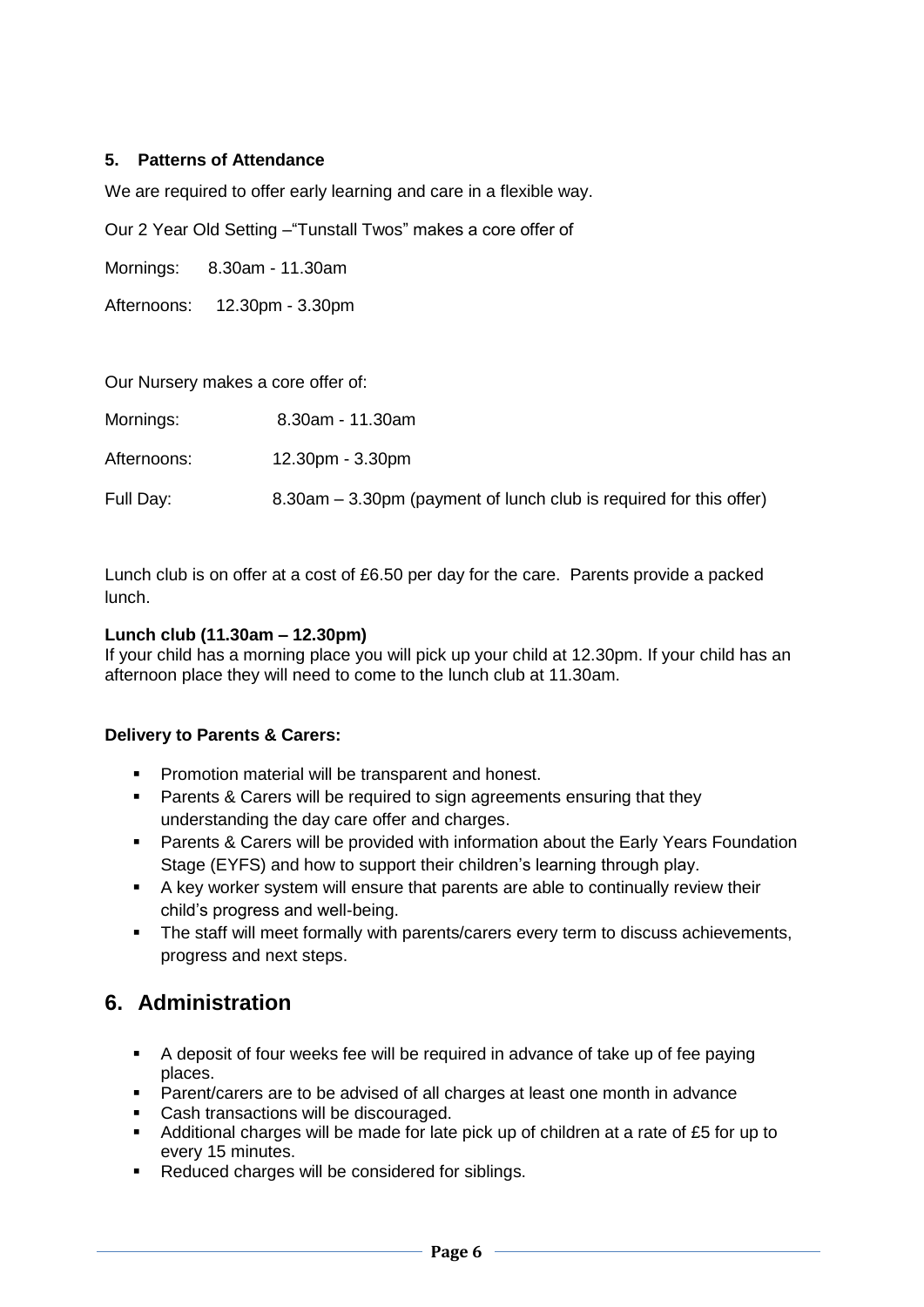### 5. Patterns of Attendance

We are required to offer early learning and care in a flexible way.

Our 2 Year Old Setting –"Tunstall Twos" makes a core offer of

Mornings: 8.30am - 11.30am

Afternoons: 12.30pm - 3.30pm

Our Nursery makes a core offer of:

Mornings: 8.30am - 11.30am

Afternoons: 12.30pm - 3.30pm

Full Day: 8.30am – 3.30pm (payment of lunch club is required for this offer)

Lunch club is on offer at a cost of £6.50 per day for the care. Parents provide a packed lunch.

**Lunch club (11.30am – 12.30pm)**
If your child has a morning place you will pick up your child at 12.30pm. If your child has an afternoon place they will need to come to the lunch club at 11.30am.

**Delivery to Parents & Carers:**

- Promotion material will be transparent and honest.
- Parents & Carers will be required to sign agreements ensuring that they understanding the day care offer and charges.
- Parents & Carers will be provided with information about the Early Years Foundation Stage (EYFS) and how to support their children's learning through play.
- A key worker system will ensure that parents are able to continually review their child's progress and well-being.
- The staff will meet formally with parents/carers every term to discuss achievements, progress and next steps.

## 6. Administration

- A deposit of four weeks fee will be required in advance of take up of fee paying places.
- Parent/carers are to be advised of all charges at least one month in advance
- Cash transactions will be discouraged.
- Additional charges will be made for late pick up of children at a rate of £5 for up to every 15 minutes.
- Reduced charges will be considered for siblings.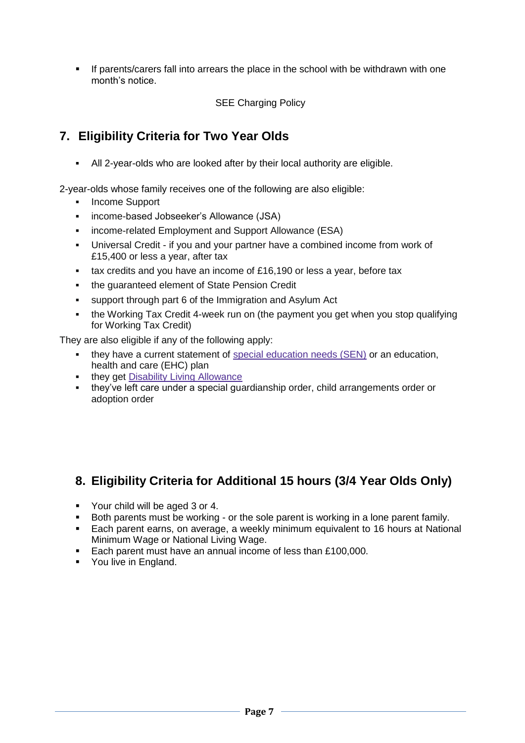- If parents/carers fall into arrears the place in the school with be withdrawn with one month's notice.

SEE Charging Policy

## 7. Eligibility Criteria for Two Year Olds

- All 2-year-olds who are looked after by their local authority are eligible.

2-year-olds whose family receives one of the following are also eligible:

- Income Support
- income-based Jobseeker's Allowance (JSA)
- income-related Employment and Support Allowance (ESA)
- Universal Credit - if you and your partner have a combined income from work of £15,400 or less a year, after tax
- tax credits and you have an income of £16,190 or less a year, before tax
- the guaranteed element of State Pension Credit
- support through part 6 of the Immigration and Asylum Act
- the Working Tax Credit 4-week run on (the payment you get when you stop qualifying for Working Tax Credit)

They are also eligible if any of the following apply:

- they have a current statement of special education needs (SEN) or an education, health and care (EHC) plan
- they get Disability Living Allowance
- they've left care under a special guardianship order, child arrangements order or adoption order

## 8. Eligibility Criteria for Additional 15 hours (3/4 Year Olds Only)

- Your child will be aged 3 or 4.
- Both parents must be working - or the sole parent is working in a lone parent family.
- Each parent earns, on average, a weekly minimum equivalent to 16 hours at National Minimum Wage or National Living Wage.
- Each parent must have an annual income of less than £100,000.
- You live in England.